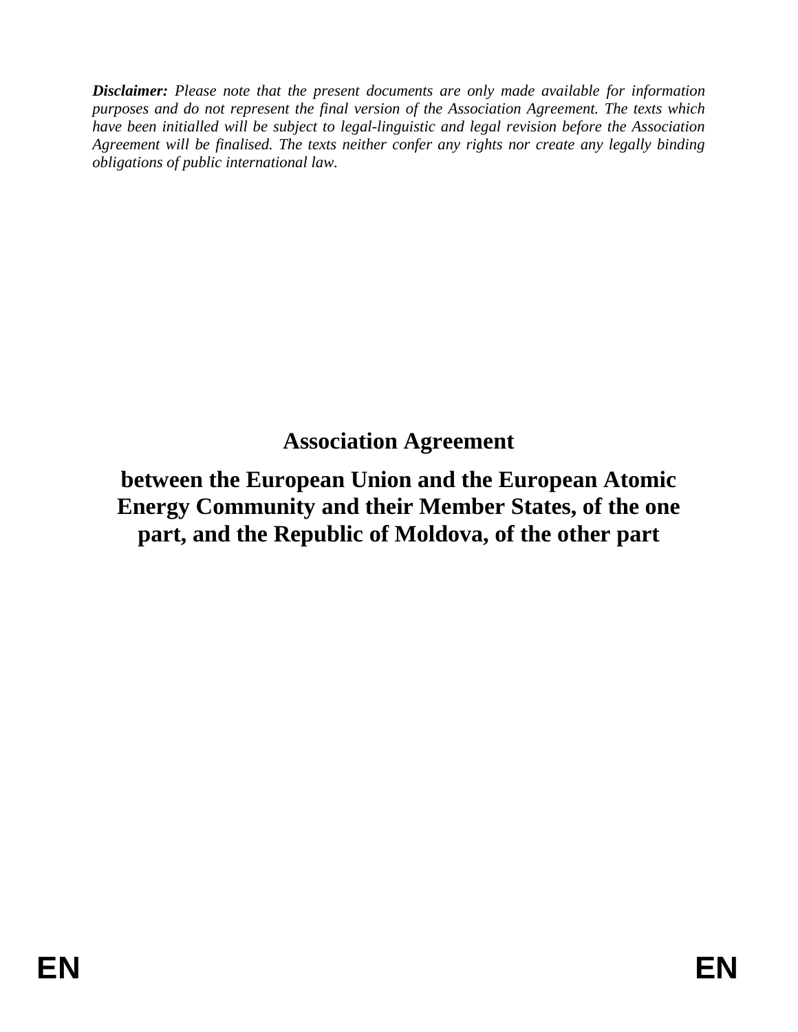***Disclaimer:*** *Please note that the present documents are only made available for information purposes and do not represent the final version of the Association Agreement. The texts which have been initialled will be subject to legal-linguistic and legal revision before the Association Agreement will be finalised. The texts neither confer any rights nor create any legally binding obligations of public international law.*

# Association Agreement

## between the European Union and the European Atomic Energy Community and their Member States, of the one part, and the Republic of Moldova, of the other part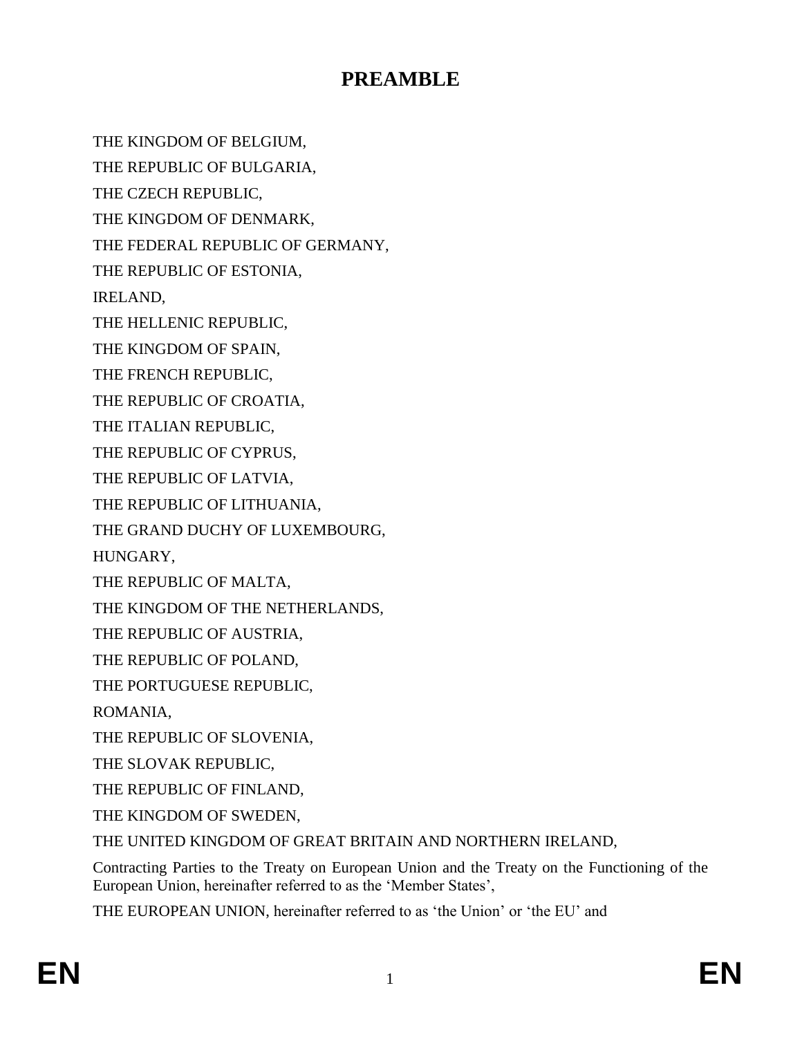# PREAMBLE

THE KINGDOM OF BELGIUM,

THE REPUBLIC OF BULGARIA,

THE CZECH REPUBLIC,

THE KINGDOM OF DENMARK,

THE FEDERAL REPUBLIC OF GERMANY,

THE REPUBLIC OF ESTONIA,

IRELAND,

THE HELLENIC REPUBLIC,

THE KINGDOM OF SPAIN,

THE FRENCH REPUBLIC,

THE REPUBLIC OF CROATIA,

THE ITALIAN REPUBLIC,

THE REPUBLIC OF CYPRUS,

THE REPUBLIC OF LATVIA,

THE REPUBLIC OF LITHUANIA,

THE GRAND DUCHY OF LUXEMBOURG,

HUNGARY,

THE REPUBLIC OF MALTA,

THE KINGDOM OF THE NETHERLANDS,

THE REPUBLIC OF AUSTRIA,

THE REPUBLIC OF POLAND,

THE PORTUGUESE REPUBLIC,

ROMANIA,

THE REPUBLIC OF SLOVENIA,

THE SLOVAK REPUBLIC,

THE REPUBLIC OF FINLAND,

THE KINGDOM OF SWEDEN,

THE UNITED KINGDOM OF GREAT BRITAIN AND NORTHERN IRELAND,

Contracting Parties to the Treaty on European Union and the Treaty on the Functioning of the European Union, hereinafter referred to as the 'Member States',

THE EUROPEAN UNION, hereinafter referred to as 'the Union' or 'the EU' and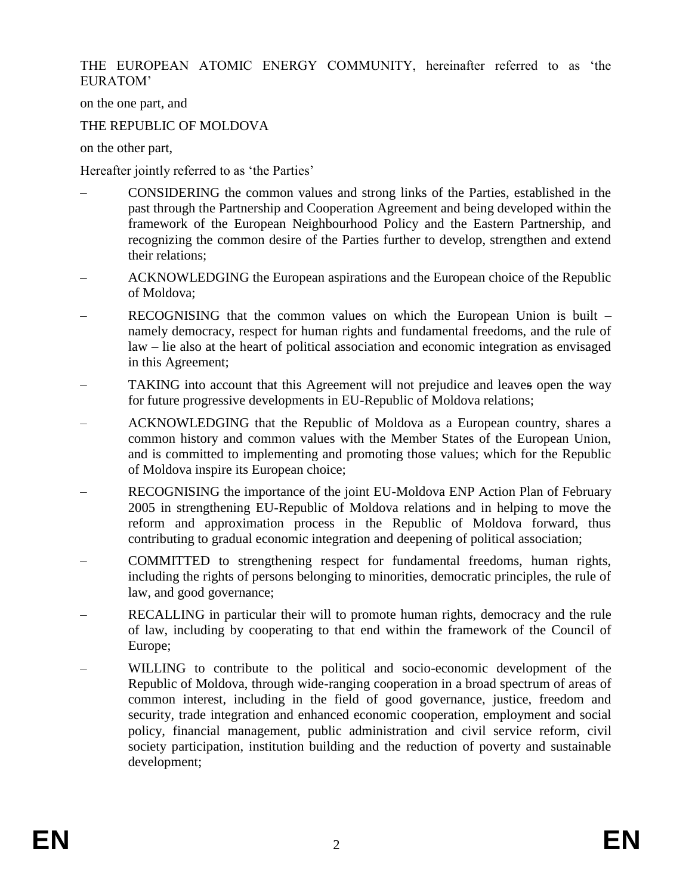THE EUROPEAN ATOMIC ENERGY COMMUNITY, hereinafter referred to as 'the EURATOM'

on the one part, and

THE REPUBLIC OF MOLDOVA

on the other part,

Hereafter jointly referred to as 'the Parties'

– CONSIDERING the common values and strong links of the Parties, established in the past through the Partnership and Cooperation Agreement and being developed within the framework of the European Neighbourhood Policy and the Eastern Partnership, and recognizing the common desire of the Parties further to develop, strengthen and extend their relations;

– ACKNOWLEDGING the European aspirations and the European choice of the Republic of Moldova;

– RECOGNISING that the common values on which the European Union is built – namely democracy, respect for human rights and fundamental freedoms, and the rule of law – lie also at the heart of political association and economic integration as envisaged in this Agreement;

– TAKING into account that this Agreement will not prejudice and leaves open the way for future progressive developments in EU-Republic of Moldova relations;

– ACKNOWLEDGING that the Republic of Moldova as a European country, shares a common history and common values with the Member States of the European Union, and is committed to implementing and promoting those values; which for the Republic of Moldova inspire its European choice;

– RECOGNISING the importance of the joint EU-Moldova ENP Action Plan of February 2005 in strengthening EU-Republic of Moldova relations and in helping to move the reform and approximation process in the Republic of Moldova forward, thus contributing to gradual economic integration and deepening of political association;

– COMMITTED to strengthening respect for fundamental freedoms, human rights, including the rights of persons belonging to minorities, democratic principles, the rule of law, and good governance;

– RECALLING in particular their will to promote human rights, democracy and the rule of law, including by cooperating to that end within the framework of the Council of Europe;

– WILLING to contribute to the political and socio-economic development of the Republic of Moldova, through wide-ranging cooperation in a broad spectrum of areas of common interest, including in the field of good governance, justice, freedom and security, trade integration and enhanced economic cooperation, employment and social policy, financial management, public administration and civil service reform, civil society participation, institution building and the reduction of poverty and sustainable development;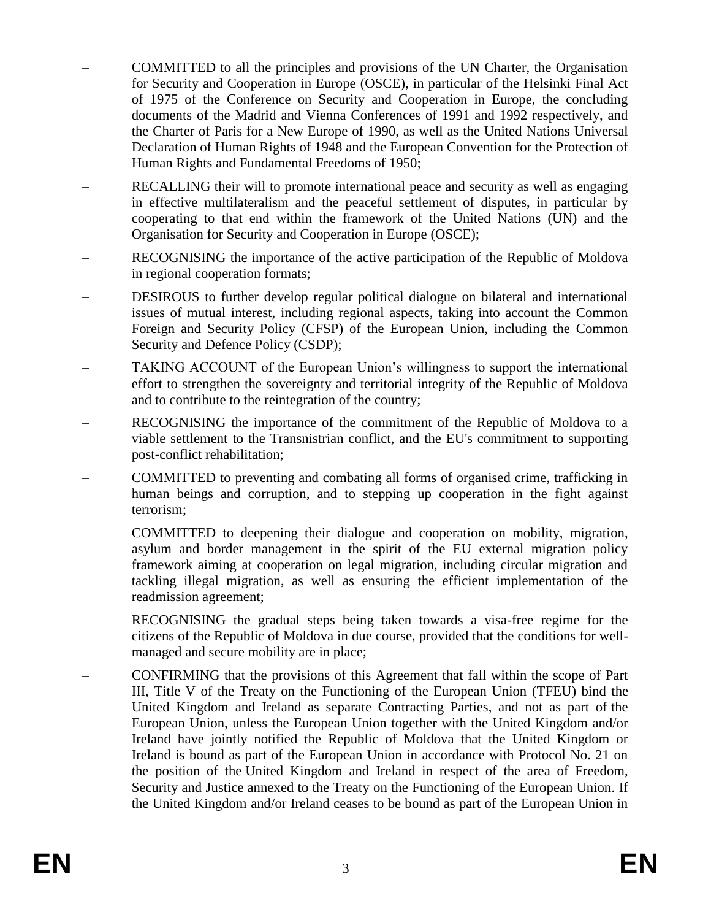– COMMITTED to all the principles and provisions of the UN Charter, the Organisation for Security and Cooperation in Europe (OSCE), in particular of the Helsinki Final Act of 1975 of the Conference on Security and Cooperation in Europe, the concluding documents of the Madrid and Vienna Conferences of 1991 and 1992 respectively, and the Charter of Paris for a New Europe of 1990, as well as the United Nations Universal Declaration of Human Rights of 1948 and the European Convention for the Protection of Human Rights and Fundamental Freedoms of 1950;

– RECALLING their will to promote international peace and security as well as engaging in effective multilateralism and the peaceful settlement of disputes, in particular by cooperating to that end within the framework of the United Nations (UN) and the Organisation for Security and Cooperation in Europe (OSCE);

– RECOGNISING the importance of the active participation of the Republic of Moldova in regional cooperation formats;

– DESIROUS to further develop regular political dialogue on bilateral and international issues of mutual interest, including regional aspects, taking into account the Common Foreign and Security Policy (CFSP) of the European Union, including the Common Security and Defence Policy (CSDP);

– TAKING ACCOUNT of the European Union's willingness to support the international effort to strengthen the sovereignty and territorial integrity of the Republic of Moldova and to contribute to the reintegration of the country;

– RECOGNISING the importance of the commitment of the Republic of Moldova to a viable settlement to the Transnistrian conflict, and the EU's commitment to supporting post-conflict rehabilitation;

– COMMITTED to preventing and combating all forms of organised crime, trafficking in human beings and corruption, and to stepping up cooperation in the fight against terrorism;

– COMMITTED to deepening their dialogue and cooperation on mobility, migration, asylum and border management in the spirit of the EU external migration policy framework aiming at cooperation on legal migration, including circular migration and tackling illegal migration, as well as ensuring the efficient implementation of the readmission agreement;

– RECOGNISING the gradual steps being taken towards a visa-free regime for the citizens of the Republic of Moldova in due course, provided that the conditions for well-managed and secure mobility are in place;

– CONFIRMING that the provisions of this Agreement that fall within the scope of Part III, Title V of the Treaty on the Functioning of the European Union (TFEU) bind the United Kingdom and Ireland as separate Contracting Parties, and not as part of the European Union, unless the European Union together with the United Kingdom and/or Ireland have jointly notified the Republic of Moldova that the United Kingdom or Ireland is bound as part of the European Union in accordance with Protocol No. 21 on the position of the United Kingdom and Ireland in respect of the area of Freedom, Security and Justice annexed to the Treaty on the Functioning of the European Union. If the United Kingdom and/or Ireland ceases to be bound as part of the European Union in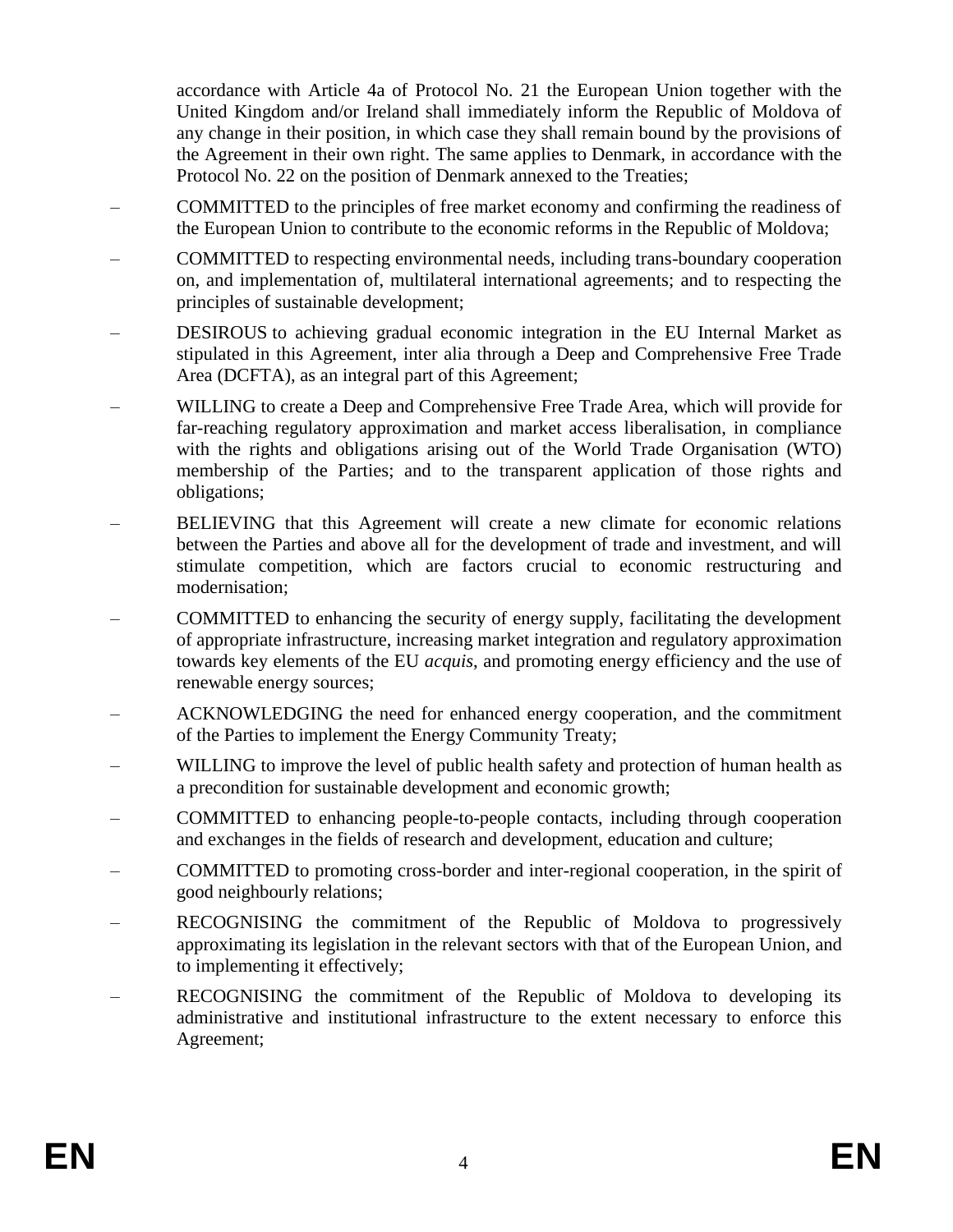accordance with Article 4a of Protocol No. 21 the European Union together with the United Kingdom and/or Ireland shall immediately inform the Republic of Moldova of any change in their position, in which case they shall remain bound by the provisions of the Agreement in their own right. The same applies to Denmark, in accordance with the Protocol No. 22 on the position of Denmark annexed to the Treaties;

- COMMITTED to the principles of free market economy and confirming the readiness of the European Union to contribute to the economic reforms in the Republic of Moldova;
- COMMITTED to respecting environmental needs, including trans-boundary cooperation on, and implementation of, multilateral international agreements; and to respecting the principles of sustainable development;
- DESIROUS to achieving gradual economic integration in the EU Internal Market as stipulated in this Agreement, inter alia through a Deep and Comprehensive Free Trade Area (DCFTA), as an integral part of this Agreement;
- WILLING to create a Deep and Comprehensive Free Trade Area, which will provide for far-reaching regulatory approximation and market access liberalisation, in compliance with the rights and obligations arising out of the World Trade Organisation (WTO) membership of the Parties; and to the transparent application of those rights and obligations;
- BELIEVING that this Agreement will create a new climate for economic relations between the Parties and above all for the development of trade and investment, and will stimulate competition, which are factors crucial to economic restructuring and modernisation;
- COMMITTED to enhancing the security of energy supply, facilitating the development of appropriate infrastructure, increasing market integration and regulatory approximation towards key elements of the EU *acquis*, and promoting energy efficiency and the use of renewable energy sources;
- ACKNOWLEDGING the need for enhanced energy cooperation, and the commitment of the Parties to implement the Energy Community Treaty;
- WILLING to improve the level of public health safety and protection of human health as a precondition for sustainable development and economic growth;
- COMMITTED to enhancing people-to-people contacts, including through cooperation and exchanges in the fields of research and development, education and culture;
- COMMITTED to promoting cross-border and inter-regional cooperation, in the spirit of good neighbourly relations;
- RECOGNISING the commitment of the Republic of Moldova to progressively approximating its legislation in the relevant sectors with that of the European Union, and to implementing it effectively;
- RECOGNISING the commitment of the Republic of Moldova to developing its administrative and institutional infrastructure to the extent necessary to enforce this Agreement;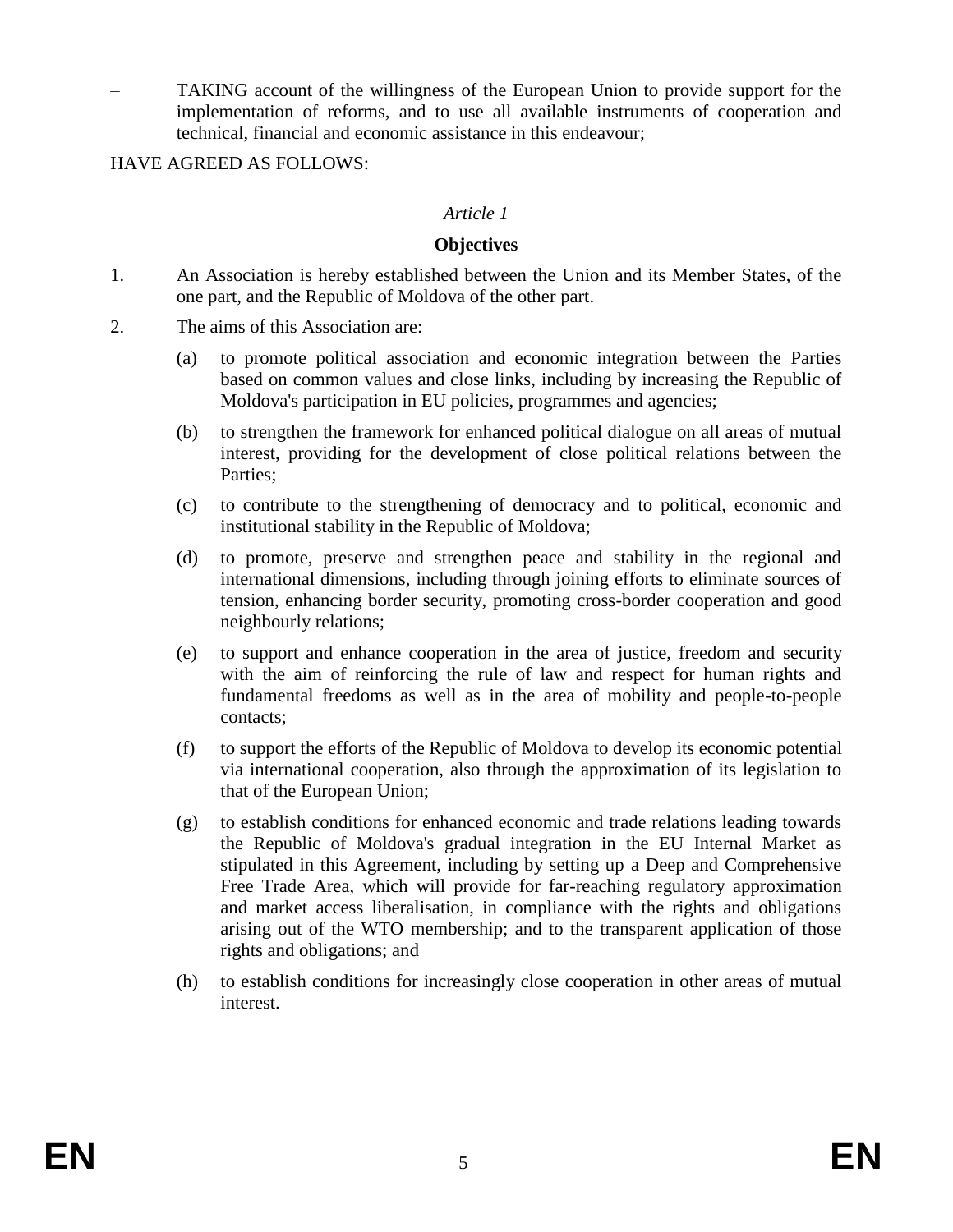– TAKING account of the willingness of the European Union to provide support for the implementation of reforms, and to use all available instruments of cooperation and technical, financial and economic assistance in this endeavour;

HAVE AGREED AS FOLLOWS:

*Article 1*

**Objectives**

1. An Association is hereby established between the Union and its Member States, of the one part, and the Republic of Moldova of the other part.

2. The aims of this Association are:

   (a) to promote political association and economic integration between the Parties based on common values and close links, including by increasing the Republic of Moldova's participation in EU policies, programmes and agencies;

   (b) to strengthen the framework for enhanced political dialogue on all areas of mutual interest, providing for the development of close political relations between the Parties;

   (c) to contribute to the strengthening of democracy and to political, economic and institutional stability in the Republic of Moldova;

   (d) to promote, preserve and strengthen peace and stability in the regional and international dimensions, including through joining efforts to eliminate sources of tension, enhancing border security, promoting cross-border cooperation and good neighbourly relations;

   (e) to support and enhance cooperation in the area of justice, freedom and security with the aim of reinforcing the rule of law and respect for human rights and fundamental freedoms as well as in the area of mobility and people-to-people contacts;

   (f) to support the efforts of the Republic of Moldova to develop its economic potential via international cooperation, also through the approximation of its legislation to that of the European Union;

   (g) to establish conditions for enhanced economic and trade relations leading towards the Republic of Moldova's gradual integration in the EU Internal Market as stipulated in this Agreement, including by setting up a Deep and Comprehensive Free Trade Area, which will provide for far-reaching regulatory approximation and market access liberalisation, in compliance with the rights and obligations arising out of the WTO membership; and to the transparent application of those rights and obligations; and

   (h) to establish conditions for increasingly close cooperation in other areas of mutual interest.